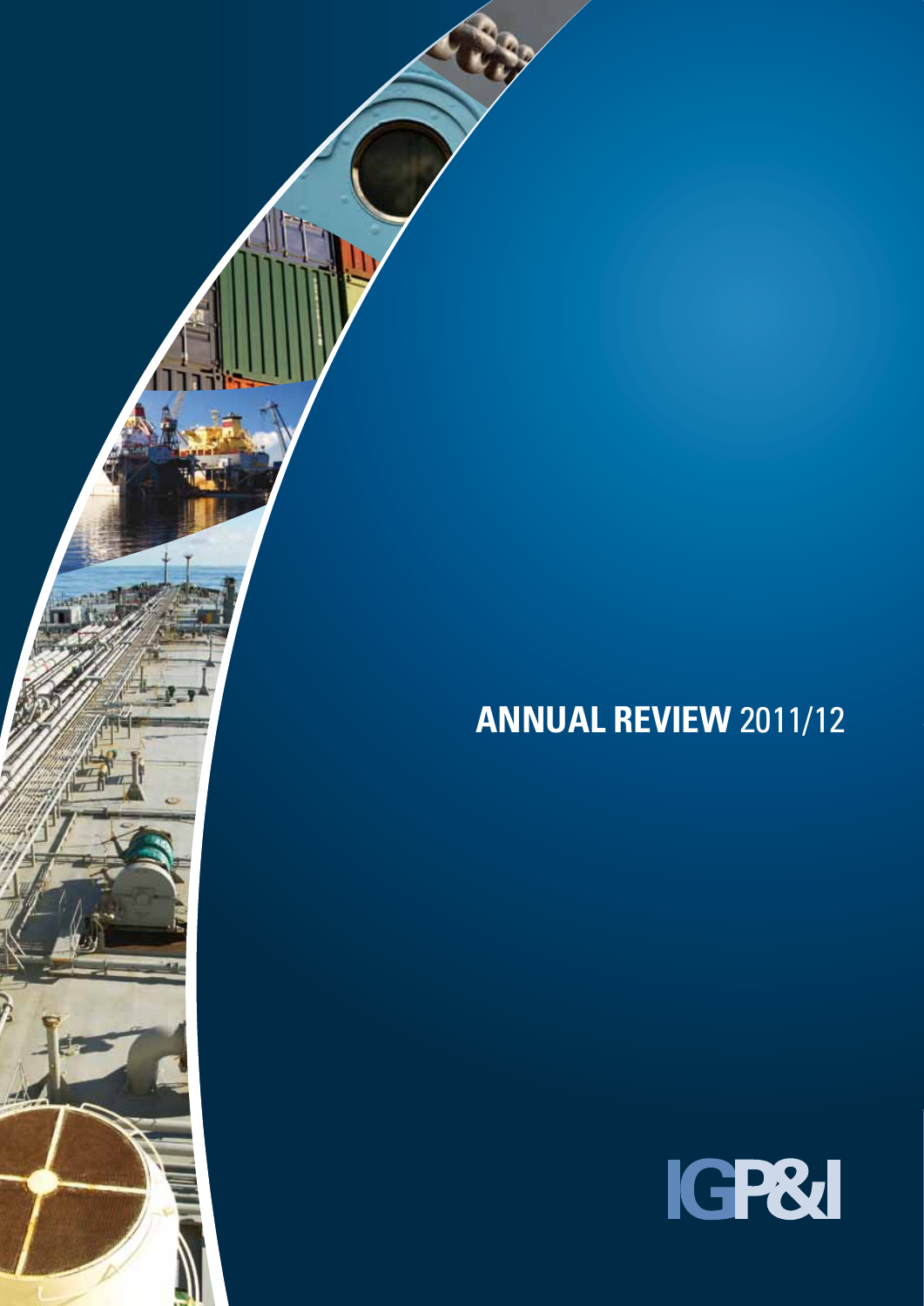# **ANNUAL REVIEW** 2011/12

IGP&I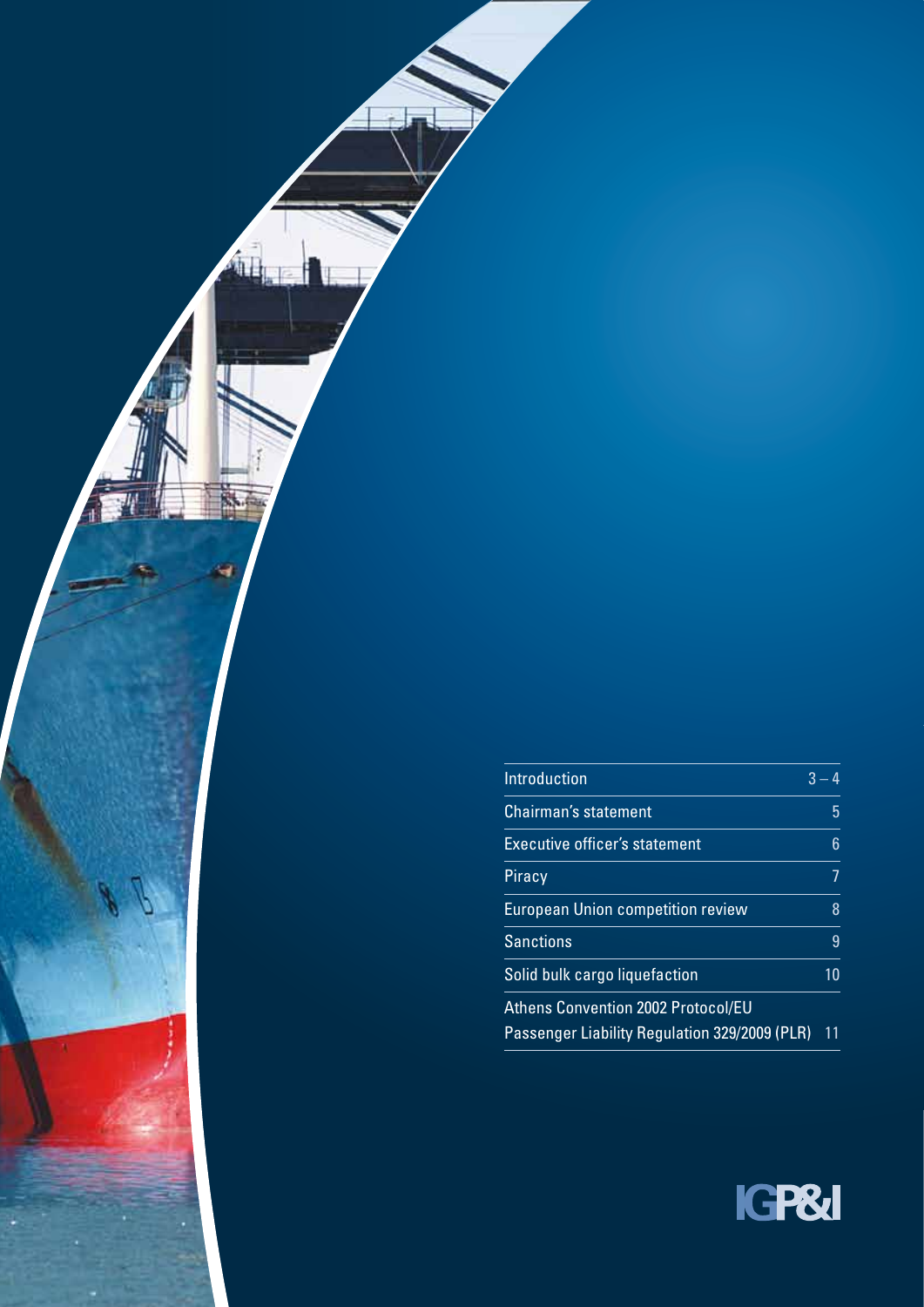| Contents | Page |
|---|---|
| Introduction | 3 – 4 |
| Chairman's statement | 5 |
| Executive officer's statement | 6 |
| Piracy | 7 |
| European Union competition review | 8 |
| Sanctions | 9 |
| Solid bulk cargo liquefaction | 10 |
| Athens Convention 2002 Protocol/EU Passenger Liability Regulation 329/2009 (PLR) | 11 |

IGP&I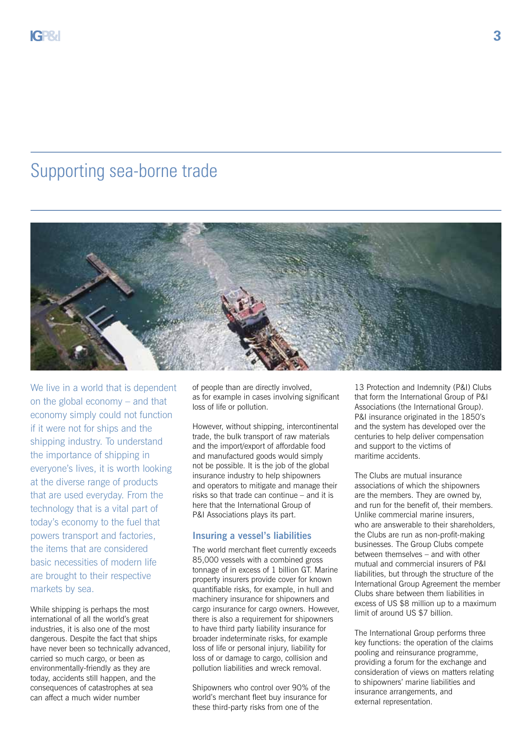# Supporting sea-borne trade

We live in a world that is dependent on the global economy – and that economy simply could not function if it were not for ships and the shipping industry. To understand the importance of shipping in everyone's lives, it is worth looking at the diverse range of products that are used everyday. From the technology that is a vital part of today's economy to the fuel that powers transport and factories, the items that are considered basic necessities of modern life are brought to their respective markets by sea.

While shipping is perhaps the most international of all the world's great industries, it is also one of the most dangerous. Despite the fact that ships have never been so technically advanced, carried so much cargo, or been as environmentally-friendly as they are today, accidents still happen, and the consequences of catastrophes at sea can affect a much wider number of people than are directly involved, as for example in cases involving significant loss of life or pollution.

However, without shipping, intercontinental trade, the bulk transport of raw materials and the import/export of affordable food and manufactured goods would simply not be possible. It is the job of the global insurance industry to help shipowners and operators to mitigate and manage their risks so that trade can continue – and it is here that the International Group of P&I Associations plays its part.

## Insuring a vessel's liabilities

The world merchant fleet currently exceeds 85,000 vessels with a combined gross tonnage of in excess of 1 billion GT. Marine property insurers provide cover for known quantifiable risks, for example, in hull and machinery insurance for shipowners and cargo insurance for cargo owners. However, there is also a requirement for shipowners to have third party liability insurance for broader indeterminate risks, for example loss of life or personal injury, liability for loss of or damage to cargo, collision and pollution liabilities and wreck removal.

Shipowners who control over 90% of the world's merchant fleet buy insurance for these third-party risks from one of the 13 Protection and Indemnity (P&I) Clubs that form the International Group of P&I Associations (the International Group). P&I insurance originated in the 1850's and the system has developed over the centuries to help deliver compensation and support to the victims of maritime accidents.

The Clubs are mutual insurance associations of which the shipowners are the members. They are owned by, and run for the benefit of, their members. Unlike commercial marine insurers, who are answerable to their shareholders, the Clubs are run as non-profit-making businesses. The Group Clubs compete between themselves – and with other mutual and commercial insurers of P&I liabilities, but through the structure of the International Group Agreement the member Clubs share between them liabilities in excess of US $8 million up to a maximum limit of around US $7 billion.

The International Group performs three key functions: the operation of the claims pooling and reinsurance programme, providing a forum for the exchange and consideration of views on matters relating to shipowners' marine liabilities and insurance arrangements, and external representation.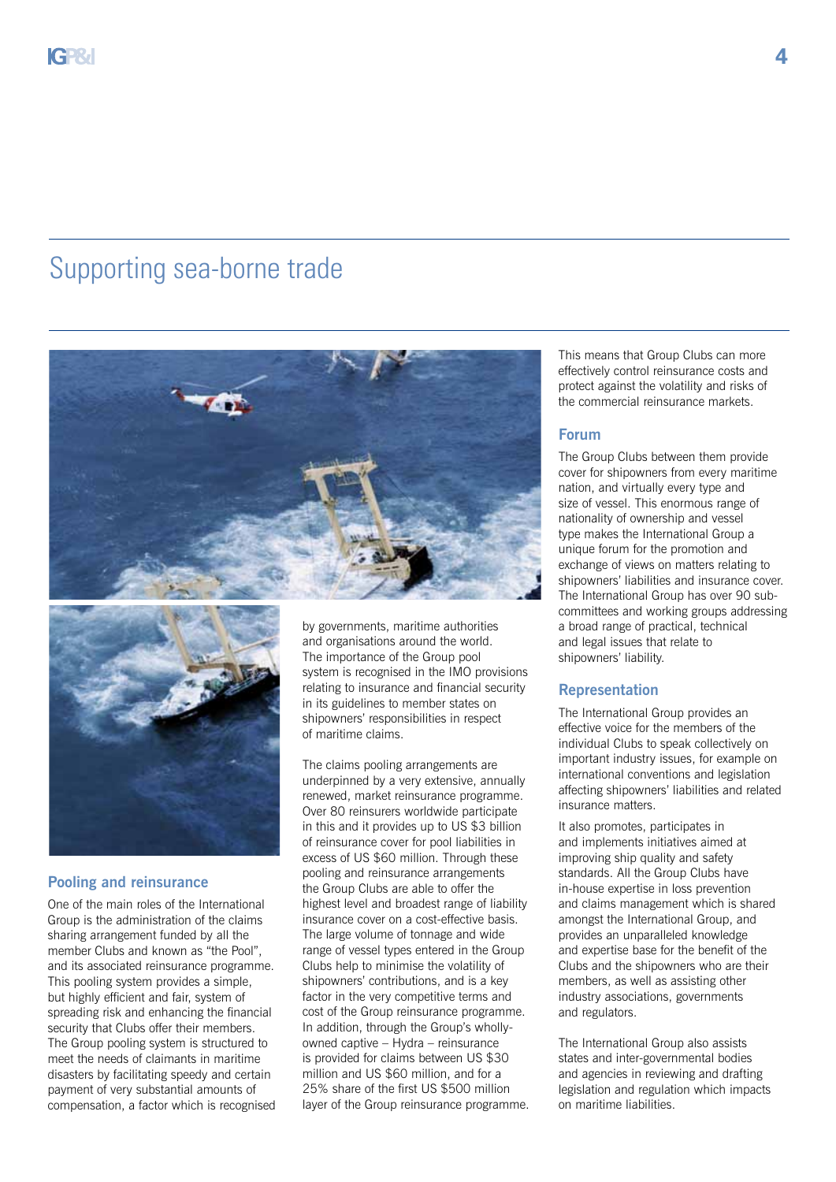# Supporting sea-borne trade

## Pooling and reinsurance

One of the main roles of the International Group is the administration of the claims sharing arrangement funded by all the member Clubs and known as "the Pool", and its associated reinsurance programme. This pooling system provides a simple, but highly efficient and fair, system of spreading risk and enhancing the financial security that Clubs offer their members. The Group pooling system is structured to meet the needs of claimants in maritime disasters by facilitating speedy and certain payment of very substantial amounts of compensation, a factor which is recognised by governments, maritime authorities and organisations around the world. The importance of the Group pool system is recognised in the IMO provisions relating to insurance and financial security in its guidelines to member states on shipowners' responsibilities in respect of maritime claims.

The claims pooling arrangements are underpinned by a very extensive, annually renewed, market reinsurance programme. Over 80 reinsurers worldwide participate in this and it provides up to US $3 billion of reinsurance cover for pool liabilities in excess of US $60 million. Through these pooling and reinsurance arrangements the Group Clubs are able to offer the highest level and broadest range of liability insurance cover on a cost-effective basis. The large volume of tonnage and wide range of vessel types entered in the Group Clubs help to minimise the volatility of shipowners' contributions, and is a key factor in the very competitive terms and cost of the Group reinsurance programme. In addition, through the Group's wholly-owned captive – Hydra – reinsurance is provided for claims between US $30 million and US $60 million, and for a 25% share of the first US $500 million layer of the Group reinsurance programme. This means that Group Clubs can more effectively control reinsurance costs and protect against the volatility and risks of the commercial reinsurance markets.

## Forum

The Group Clubs between them provide cover for shipowners from every maritime nation, and virtually every type and size of vessel. This enormous range of nationality of ownership and vessel type makes the International Group a unique forum for the promotion and exchange of views on matters relating to shipowners' liabilities and insurance cover. The International Group has over 90 sub-committees and working groups addressing a broad range of practical, technical and legal issues that relate to shipowners' liability.

## Representation

The International Group provides an effective voice for the members of the individual Clubs to speak collectively on important industry issues, for example on international conventions and legislation affecting shipowners' liabilities and related insurance matters.

It also promotes, participates in and implements initiatives aimed at improving ship quality and safety standards. All the Group Clubs have in-house expertise in loss prevention and claims management which is shared amongst the International Group, and provides an unparalleled knowledge and expertise base for the benefit of the Clubs and the shipowners who are their members, as well as assisting other industry associations, governments and regulators.

The International Group also assists states and inter-governmental bodies and agencies in reviewing and drafting legislation and regulation which impacts on maritime liabilities.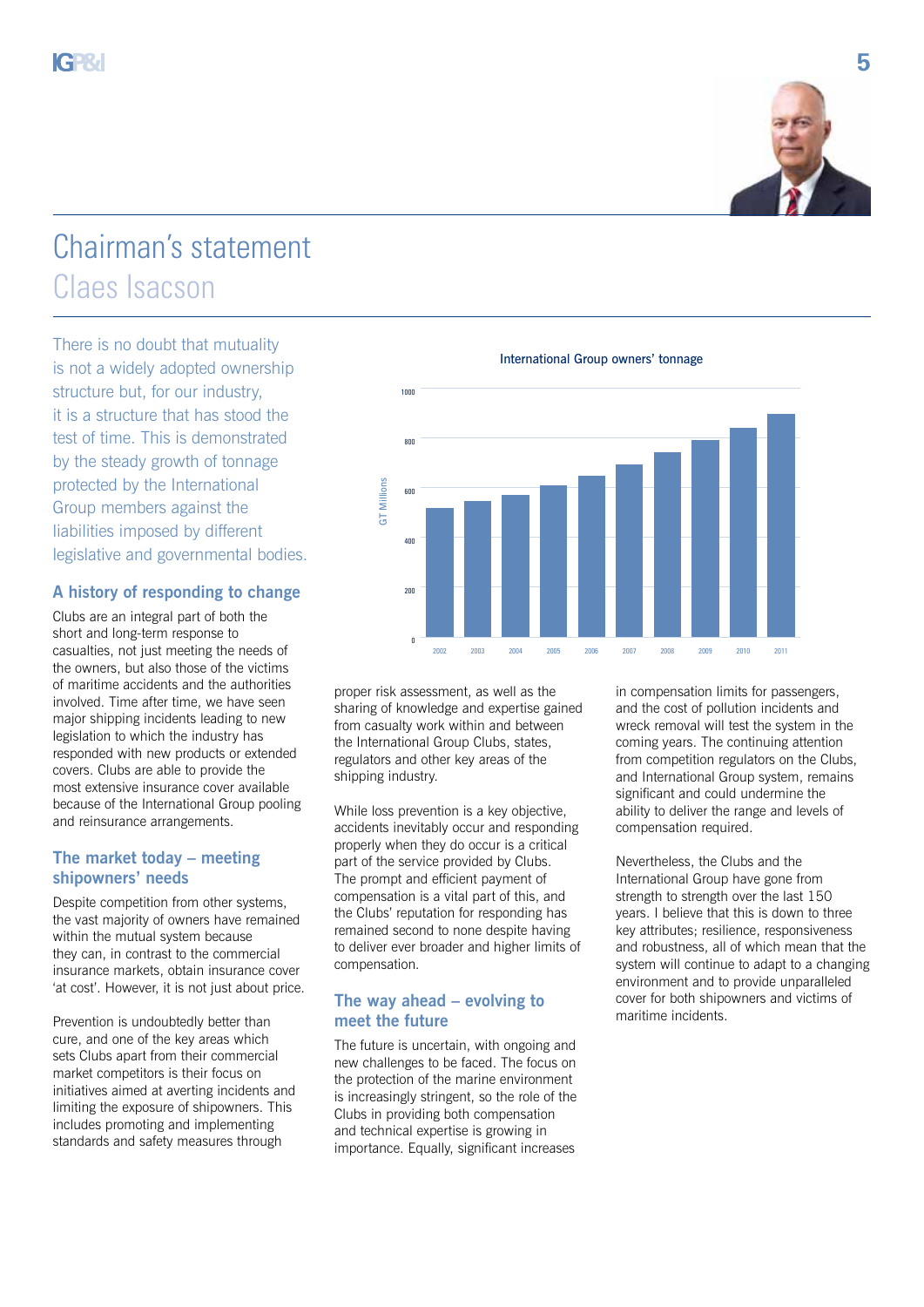# Chairman's statement

## Claes Isacson

There is no doubt that mutuality is not a widely adopted ownership structure but, for our industry, it is a structure that has stood the test of time. This is demonstrated by the steady growth of tonnage protected by the International Group members against the liabilities imposed by different legislative and governmental bodies.

### A history of responding to change

Clubs are an integral part of both the short and long-term response to casualties, not just meeting the needs of the owners, but also those of the victims of maritime accidents and the authorities involved. Time after time, we have seen major shipping incidents leading to new legislation to which the industry has responded with new products or extended covers. Clubs are able to provide the most extensive insurance cover available because of the International Group pooling and reinsurance arrangements.

### The market today – meeting shipowners' needs

Despite competition from other systems, the vast majority of owners have remained within the mutual system because they can, in contrast to the commercial insurance markets, obtain insurance cover 'at cost'. However, it is not just about price.

Prevention is undoubtedly better than cure, and one of the key areas which sets Clubs apart from their commercial market competitors is their focus on initiatives aimed at averting incidents and limiting the exposure of shipowners. This includes promoting and implementing standards and safety measures through proper risk assessment, as well as the sharing of knowledge and expertise gained from casualty work within and between the International Group Clubs, states, regulators and other key areas of the shipping industry.

While loss prevention is a key objective, accidents inevitably occur and responding properly when they do occur is a critical part of the service provided by Clubs. The prompt and efficient payment of compensation is a vital part of this, and the Clubs' reputation for responding has remained second to none despite having to deliver ever broader and higher limits of compensation.

**International Group owners' tonnage**

GT Millions (y-axis: 0–1000); years 2002–2011 (bar chart)

### The way ahead – evolving to meet the future

The future is uncertain, with ongoing and new challenges to be faced. The focus on the protection of the marine environment is increasingly stringent, so the role of the Clubs in providing both compensation and technical expertise is growing in importance. Equally, significant increases in compensation limits for passengers, and the cost of pollution incidents and wreck removal will test the system in the coming years. The continuing attention from competition regulators on the Clubs, and International Group system, remains significant and could undermine the ability to deliver the range and levels of compensation required.

Nevertheless, the Clubs and the International Group have gone from strength to strength over the last 150 years. I believe that this is down to three key attributes; resilience, responsiveness and robustness, all of which mean that the system will continue to adapt to a changing environment and to provide unparalleled cover for both shipowners and victims of maritime incidents.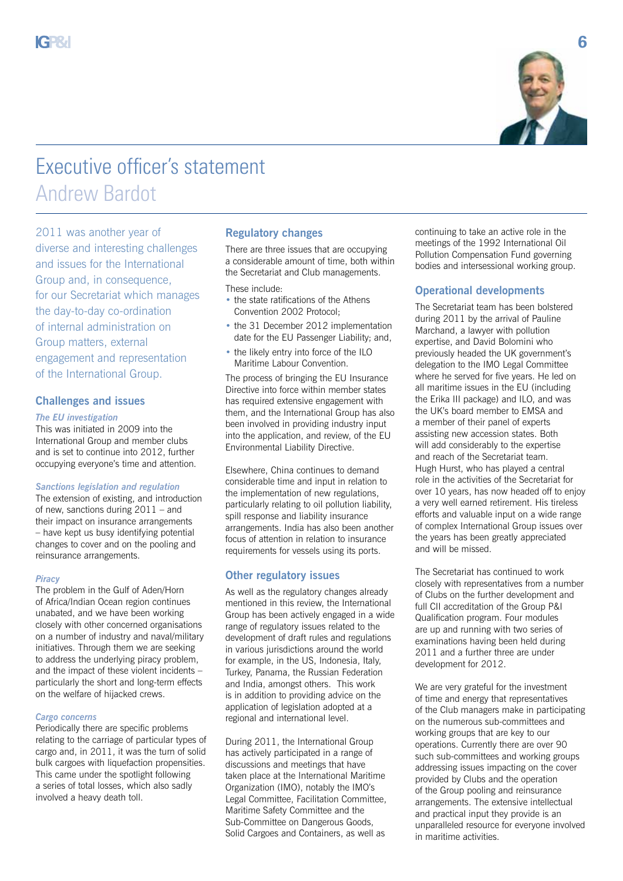# Executive officer's statement
## Andrew Bardot

2011 was another year of diverse and interesting challenges and issues for the International Group and, in consequence, for our Secretariat which manages the day-to-day co-ordination of internal administration on Group matters, external engagement and representation of the International Group.

### Challenges and issues

*The EU investigation*

This was initiated in 2009 into the International Group and member clubs and is set to continue into 2012, further occupying everyone's time and attention.

*Sanctions legislation and regulation*

The extension of existing, and introduction of new, sanctions during 2011 – and their impact on insurance arrangements – have kept us busy identifying potential changes to cover and on the pooling and reinsurance arrangements.

*Piracy*

The problem in the Gulf of Aden/Horn of Africa/Indian Ocean region continues unabated, and we have been working closely with other concerned organisations on a number of industry and naval/military initiatives. Through them we are seeking to address the underlying piracy problem, and the impact of these violent incidents – particularly the short and long-term effects on the welfare of hijacked crews.

*Cargo concerns*

Periodically there are specific problems relating to the carriage of particular types of cargo and, in 2011, it was the turn of solid bulk cargoes with liquefaction propensities. This came under the spotlight following a series of total losses, which also sadly involved a heavy death toll.

### Regulatory changes

There are three issues that are occupying a considerable amount of time, both within the Secretariat and Club managements.

These include:

- the state ratifications of the Athens Convention 2002 Protocol;
- the 31 December 2012 implementation date for the EU Passenger Liability; and,
- the likely entry into force of the ILO Maritime Labour Convention.

The process of bringing the EU Insurance Directive into force within member states has required extensive engagement with them, and the International Group has also been involved in providing industry input into the application, and review, of the EU Environmental Liability Directive.

Elsewhere, China continues to demand considerable time and input in relation to the implementation of new regulations, particularly relating to oil pollution liability, spill response and liability insurance arrangements. India has also been another focus of attention in relation to insurance requirements for vessels using its ports.

### Other regulatory issues

As well as the regulatory changes already mentioned in this review, the International Group has been actively engaged in a wide range of regulatory issues related to the development of draft rules and regulations in various jurisdictions around the world for example, in the US, Indonesia, Italy, Turkey, Panama, the Russian Federation and India, amongst others. This work is in addition to providing advice on the application of legislation adopted at a regional and international level.

During 2011, the International Group has actively participated in a range of discussions and meetings that have taken place at the International Maritime Organization (IMO), notably the IMO's Legal Committee, Facilitation Committee, Maritime Safety Committee and the Sub-Committee on Dangerous Goods, Solid Cargoes and Containers, as well as continuing to take an active role in the meetings of the 1992 International Oil Pollution Compensation Fund governing bodies and intersessional working group.

### Operational developments

The Secretariat team has been bolstered during 2011 by the arrival of Pauline Marchand, a lawyer with pollution expertise, and David Bolomini who previously headed the UK government's delegation to the IMO Legal Committee where he served for five years. He led on all maritime issues in the EU (including the Erika III package) and ILO, and was the UK's board member to EMSA and a member of their panel of experts assisting new accession states. Both will add considerably to the expertise and reach of the Secretariat team. Hugh Hurst, who has played a central role in the activities of the Secretariat for over 10 years, has now headed off to enjoy a very well earned retirement. His tireless efforts and valuable input on a wide range of complex International Group issues over the years has been greatly appreciated and will be missed.

The Secretariat has continued to work closely with representatives from a number of Clubs on the further development and full CII accreditation of the Group P&I Qualification program. Four modules are up and running with two series of examinations having been held during 2011 and a further three are under development for 2012.

We are very grateful for the investment of time and energy that representatives of the Club managers make in participating on the numerous sub-committees and working groups that are key to our operations. Currently there are over 90 such sub-committees and working groups addressing issues impacting on the cover provided by Clubs and the operation of the Group pooling and reinsurance arrangements. The extensive intellectual and practical input they provide is an unparalleled resource for everyone involved in maritime activities.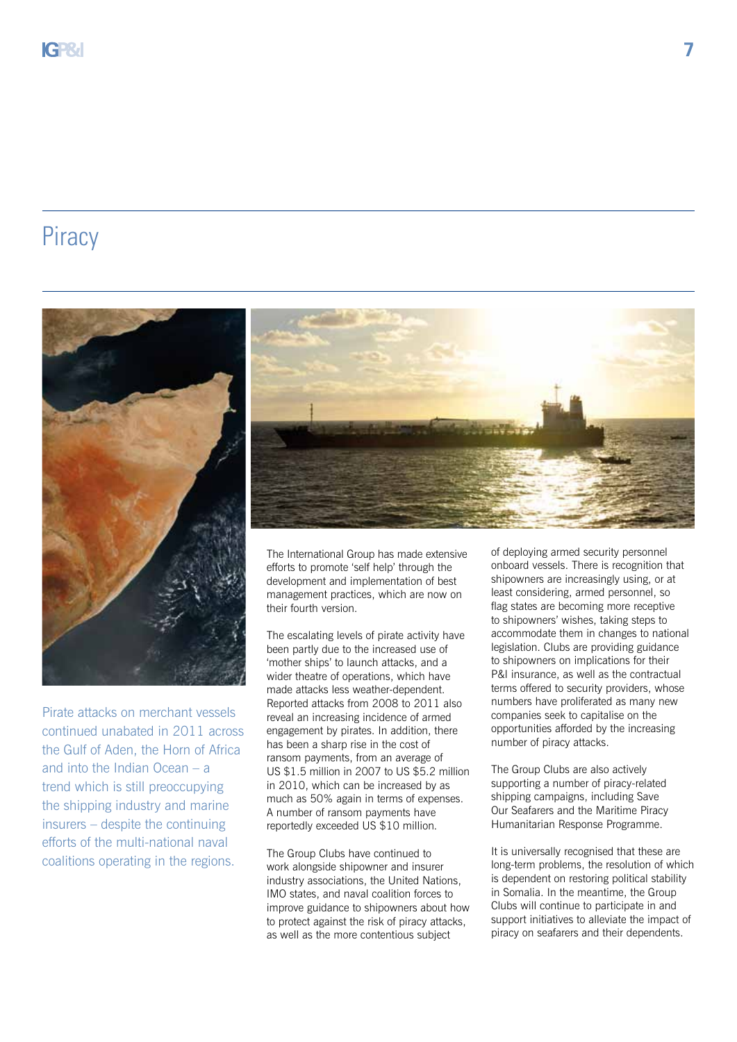# Piracy

Pirate attacks on merchant vessels continued unabated in 2011 across the Gulf of Aden, the Horn of Africa and into the Indian Ocean – a trend which is still preoccupying the shipping industry and marine insurers – despite the continuing efforts of the multi-national naval coalitions operating in the regions.

The International Group has made extensive efforts to promote 'self help' through the development and implementation of best management practices, which are now on their fourth version.

The escalating levels of pirate activity have been partly due to the increased use of 'mother ships' to launch attacks, and a wider theatre of operations, which have made attacks less weather-dependent. Reported attacks from 2008 to 2011 also reveal an increasing incidence of armed engagement by pirates. In addition, there has been a sharp rise in the cost of ransom payments, from an average of US $1.5 million in 2007 to US $5.2 million in 2010, which can be increased by as much as 50% again in terms of expenses. A number of ransom payments have reportedly exceeded US $10 million.

The Group Clubs have continued to work alongside shipowner and insurer industry associations, the United Nations, IMO states, and naval coalition forces to improve guidance to shipowners about how to protect against the risk of piracy attacks, as well as the more contentious subject of deploying armed security personnel onboard vessels. There is recognition that shipowners are increasingly using, or at least considering, armed personnel, so flag states are becoming more receptive to shipowners' wishes, taking steps to accommodate them in changes to national legislation. Clubs are providing guidance to shipowners on implications for their P&I insurance, as well as the contractual terms offered to security providers, whose numbers have proliferated as many new companies seek to capitalise on the opportunities afforded by the increasing number of piracy attacks.

The Group Clubs are also actively supporting a number of piracy-related shipping campaigns, including Save Our Seafarers and the Maritime Piracy Humanitarian Response Programme.

It is universally recognised that these are long-term problems, the resolution of which is dependent on restoring political stability in Somalia. In the meantime, the Group Clubs will continue to participate in and support initiatives to alleviate the impact of piracy on seafarers and their dependents.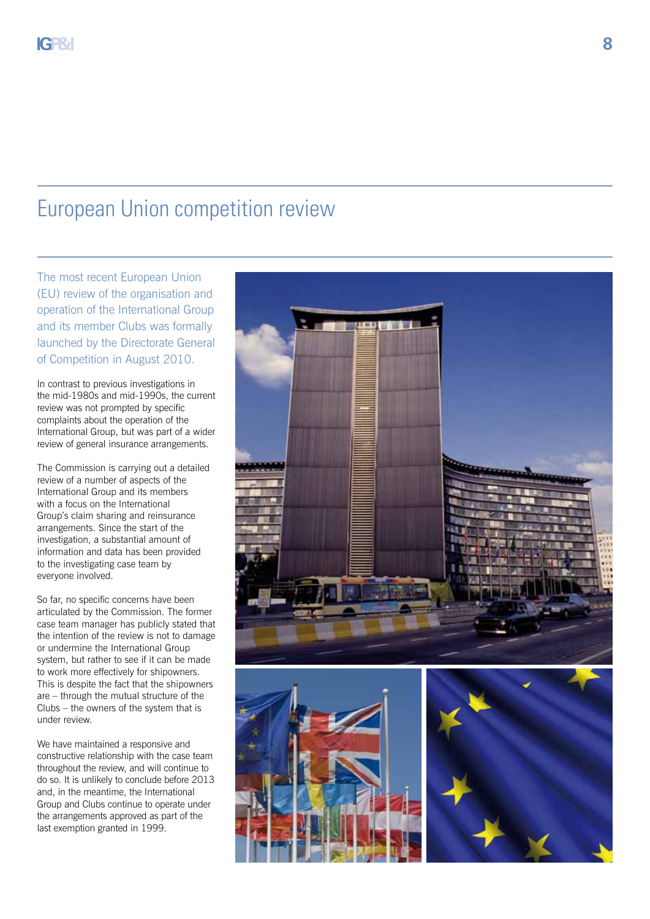# European Union competition review

The most recent European Union (EU) review of the organisation and operation of the International Group and its member Clubs was formally launched by the Directorate General of Competition in August 2010.

In contrast to previous investigations in the mid-1980s and mid-1990s, the current review was not prompted by specific complaints about the operation of the International Group, but was part of a wider review of general insurance arrangements.

The Commission is carrying out a detailed review of a number of aspects of the International Group and its members with a focus on the International Group's claim sharing and reinsurance arrangements. Since the start of the investigation, a substantial amount of information and data has been provided to the investigating case team by everyone involved.

So far, no specific concerns have been articulated by the Commission. The former case team manager has publicly stated that the intention of the review is not to damage or undermine the International Group system, but rather to see if it can be made to work more effectively for shipowners. This is despite the fact that the shipowners are – through the mutual structure of the Clubs – the owners of the system that is under review.

We have maintained a responsive and constructive relationship with the case team throughout the review, and will continue to do so. It is unlikely to conclude before 2013 and, in the meantime, the International Group and Clubs continue to operate under the arrangements approved as part of the last exemption granted in 1999.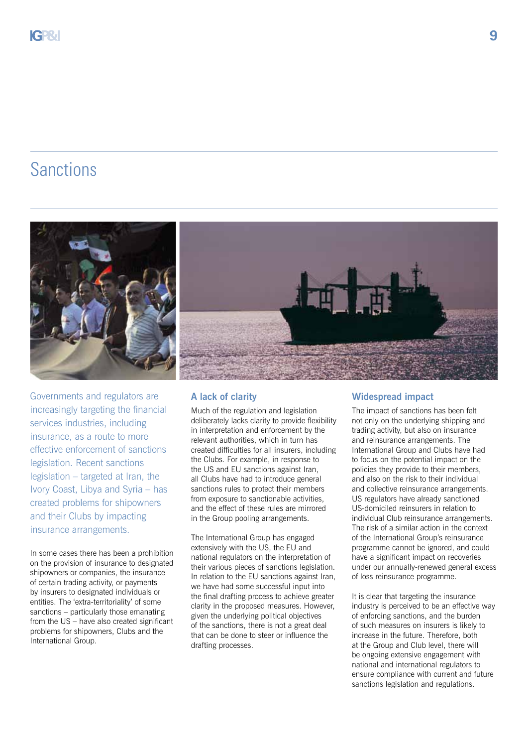# Sanctions

Governments and regulators are increasingly targeting the financial services industries, including insurance, as a route to more effective enforcement of sanctions legislation. Recent sanctions legislation – targeted at Iran, the Ivory Coast, Libya and Syria – has created problems for shipowners and their Clubs by impacting insurance arrangements.

In some cases there has been a prohibition on the provision of insurance to designated shipowners or companies, the insurance of certain trading activity, or payments by insurers to designated individuals or entities. The 'extra-territoriality' of some sanctions – particularly those emanating from the US – have also created significant problems for shipowners, Clubs and the International Group.

### A lack of clarity

Much of the regulation and legislation deliberately lacks clarity to provide flexibility in interpretation and enforcement by the relevant authorities, which in turn has created difficulties for all insurers, including the Clubs. For example, in response to the US and EU sanctions against Iran, all Clubs have had to introduce general sanctions rules to protect their members from exposure to sanctionable activities, and the effect of these rules are mirrored in the Group pooling arrangements.

The International Group has engaged extensively with the US, the EU and national regulators on the interpretation of their various pieces of sanctions legislation. In relation to the EU sanctions against Iran, we have had some successful input into the final drafting process to achieve greater clarity in the proposed measures. However, given the underlying political objectives of the sanctions, there is not a great deal that can be done to steer or influence the drafting processes.

### Widespread impact

The impact of sanctions has been felt not only on the underlying shipping and trading activity, but also on insurance and reinsurance arrangements. The International Group and Clubs have had to focus on the potential impact on the policies they provide to their members, and also on the risk to their individual and collective reinsurance arrangements. US regulators have already sanctioned US-domiciled reinsurers in relation to individual Club reinsurance arrangements. The risk of a similar action in the context of the International Group's reinsurance programme cannot be ignored, and could have a significant impact on recoveries under our annually-renewed general excess of loss reinsurance programme.

It is clear that targeting the insurance industry is perceived to be an effective way of enforcing sanctions, and the burden of such measures on insurers is likely to increase in the future. Therefore, both at the Group and Club level, there will be ongoing extensive engagement with national and international regulators to ensure compliance with current and future sanctions legislation and regulations.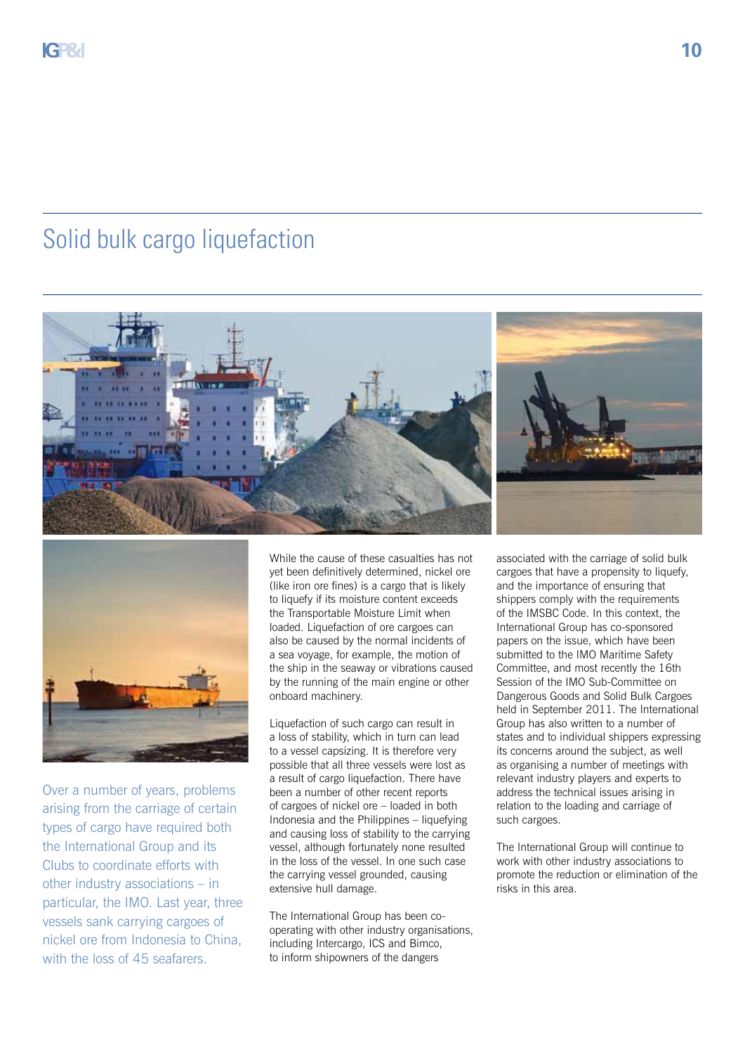# Solid bulk cargo liquefaction

Over a number of years, problems arising from the carriage of certain types of cargo have required both the International Group and its Clubs to coordinate efforts with other industry associations – in particular, the IMO. Last year, three vessels sank carrying cargoes of nickel ore from Indonesia to China, with the loss of 45 seafarers.

While the cause of these casualties has not yet been definitively determined, nickel ore (like iron ore fines) is a cargo that is likely to liquefy if its moisture content exceeds the Transportable Moisture Limit when loaded. Liquefaction of ore cargoes can also be caused by the normal incidents of a sea voyage, for example, the motion of the ship in the seaway or vibrations caused by the running of the main engine or other onboard machinery.

Liquefaction of such cargo can result in a loss of stability, which in turn can lead to a vessel capsizing. It is therefore very possible that all three vessels were lost as a result of cargo liquefaction. There have been a number of other recent reports of cargoes of nickel ore – loaded in both Indonesia and the Philippines – liquefying and causing loss of stability to the carrying vessel, although fortunately none resulted in the loss of the vessel. In one such case the carrying vessel grounded, causing extensive hull damage.

The International Group has been co-operating with other industry organisations, including Intercargo, ICS and Bimco, to inform shipowners of the dangers associated with the carriage of solid bulk cargoes that have a propensity to liquefy, and the importance of ensuring that shippers comply with the requirements of the IMSBC Code. In this context, the International Group has co-sponsored papers on the issue, which have been submitted to the IMO Maritime Safety Committee, and most recently the 16th Session of the IMO Sub-Committee on Dangerous Goods and Solid Bulk Cargoes held in September 2011. The International Group has also written to a number of states and to individual shippers expressing its concerns around the subject, as well as organising a number of meetings with relevant industry players and experts to address the technical issues arising in relation to the loading and carriage of such cargoes.

The International Group will continue to work with other industry associations to promote the reduction or elimination of the risks in this area.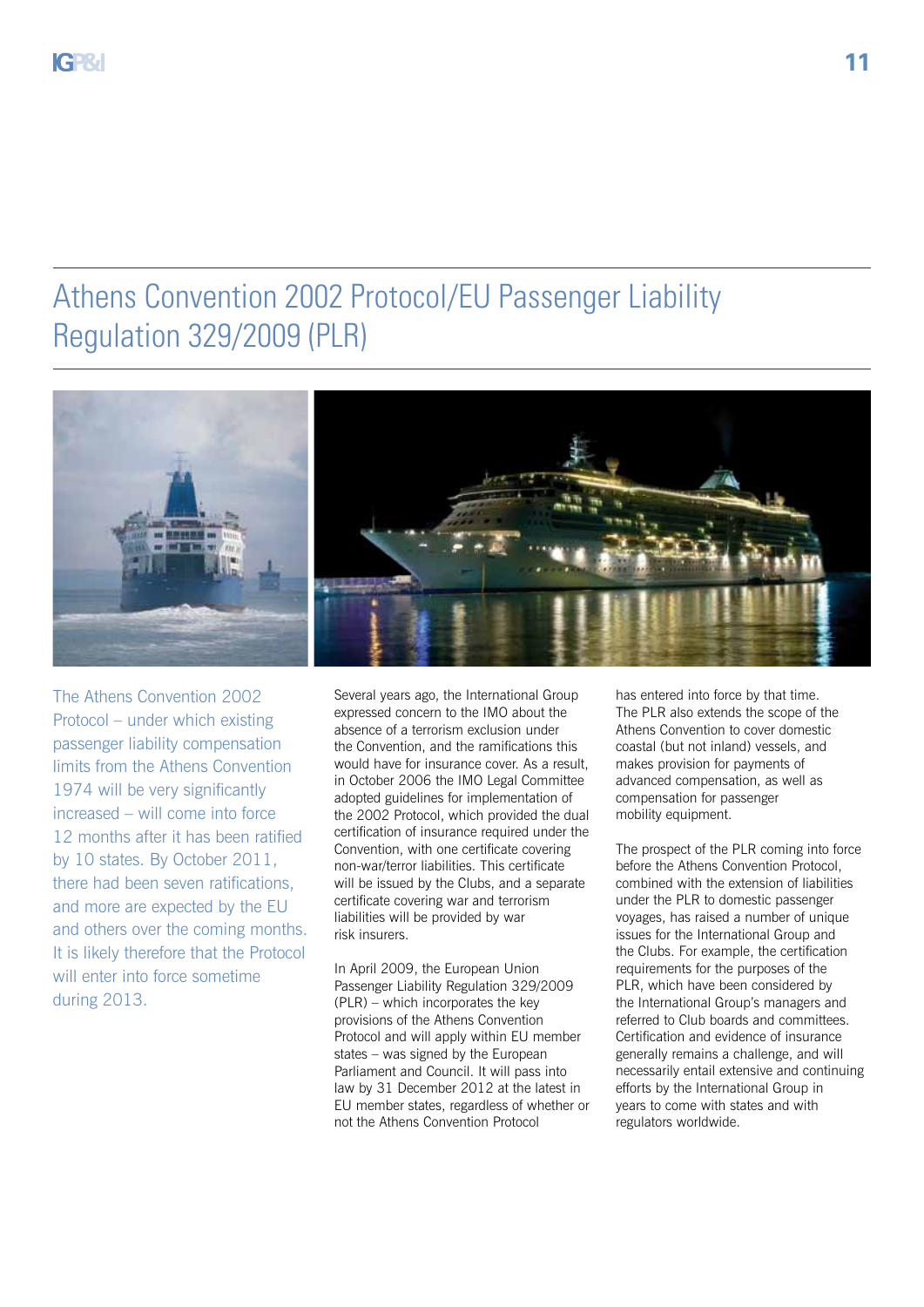# Athens Convention 2002 Protocol/EU Passenger Liability Regulation 329/2009 (PLR)

The Athens Convention 2002 Protocol – under which existing passenger liability compensation limits from the Athens Convention 1974 will be very significantly increased – will come into force 12 months after it has been ratified by 10 states. By October 2011, there had been seven ratifications, and more are expected by the EU and others over the coming months. It is likely therefore that the Protocol will enter into force sometime during 2013.

Several years ago, the International Group expressed concern to the IMO about the absence of a terrorism exclusion under the Convention, and the ramifications this would have for insurance cover. As a result, in October 2006 the IMO Legal Committee adopted guidelines for implementation of the 2002 Protocol, which provided the dual certification of insurance required under the Convention, with one certificate covering non-war/terror liabilities. This certificate will be issued by the Clubs, and a separate certificate covering war and terrorism liabilities will be provided by war risk insurers.

In April 2009, the European Union Passenger Liability Regulation 329/2009 (PLR) – which incorporates the key provisions of the Athens Convention Protocol and will apply within EU member states – was signed by the European Parliament and Council. It will pass into law by 31 December 2012 at the latest in EU member states, regardless of whether or not the Athens Convention Protocol has entered into force by that time. The PLR also extends the scope of the Athens Convention to cover domestic coastal (but not inland) vessels, and makes provision for payments of advanced compensation, as well as compensation for passenger mobility equipment.

The prospect of the PLR coming into force before the Athens Convention Protocol, combined with the extension of liabilities under the PLR to domestic passenger voyages, has raised a number of unique issues for the International Group and the Clubs. For example, the certification requirements for the purposes of the PLR, which have been considered by the International Group's managers and referred to Club boards and committees. Certification and evidence of insurance generally remains a challenge, and will necessarily entail extensive and continuing efforts by the International Group in years to come with states and with regulators worldwide.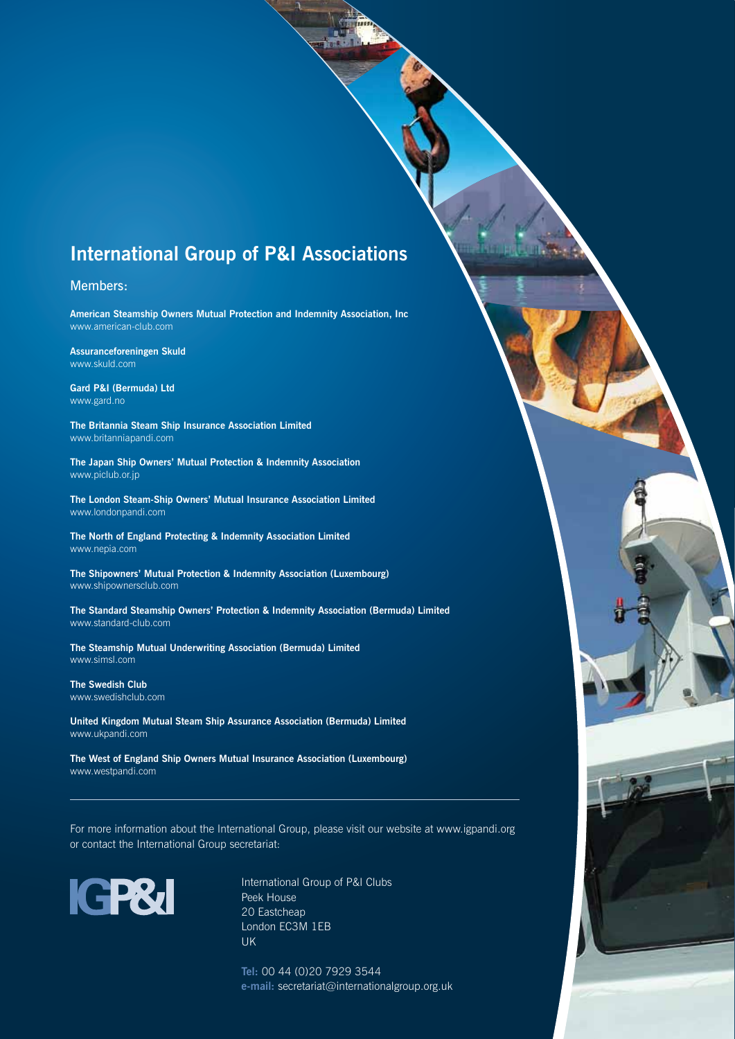# International Group of P&I Associations

## Members:

**American Steamship Owners Mutual Protection and Indemnity Association, Inc**
www.american-club.com

**Assuranceforeningen Skuld**
www.skuld.com

**Gard P&I (Bermuda) Ltd**
www.gard.no

**The Britannia Steam Ship Insurance Association Limited**
www.britanniapandi.com

**The Japan Ship Owners' Mutual Protection & Indemnity Association**
www.piclub.or.jp

**The London Steam-Ship Owners' Mutual Insurance Association Limited**
www.londonpandi.com

**The North of England Protecting & Indemnity Association Limited**
www.nepia.com

**The Shipowners' Mutual Protection & Indemnity Association (Luxembourg)**
www.shipownersclub.com

**The Standard Steamship Owners' Protection & Indemnity Association (Bermuda) Limited**
www.standard-club.com

**The Steamship Mutual Underwriting Association (Bermuda) Limited**
www.simsl.com

**The Swedish Club**
www.swedishclub.com

**United Kingdom Mutual Steam Ship Assurance Association (Bermuda) Limited**
www.ukpandi.com

**The West of England Ship Owners Mutual Insurance Association (Luxembourg)**
www.westpandi.com

---

For more information about the International Group, please visit our website at www.igpandi.org or contact the International Group secretariat:

IGP&I

International Group of P&I Clubs
Peek House
20 Eastcheap
London EC3M 1EB
UK

**Tel:** 00 44 (0)20 7929 3544
**e-mail:** secretariat@internationalgroup.org.uk